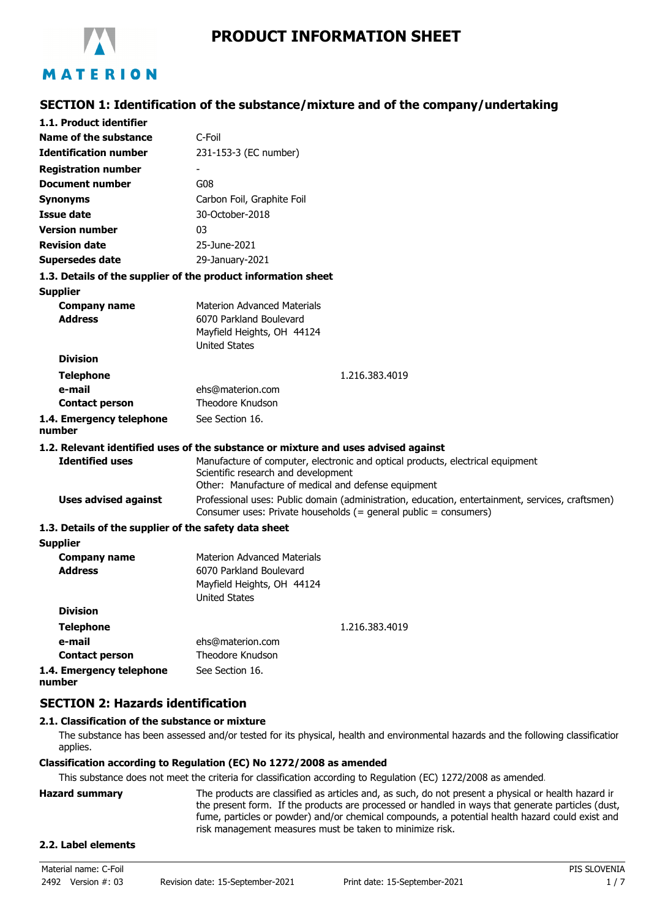# PRODUCT INFORMATION SHEET

## SECTION 1: Identification of the substance/mixture and of the company/undertaking

### 1.1. Product identifier

| | |
|---|---|
| **Name of the substance** | C-Foil |
| **Identification number** | 231-153-3 (EC number) |
| **Registration number** | - |
| **Document number** | G08 |
| **Synonyms** | Carbon Foil, Graphite Foil |
| **Issue date** | 30-October-2018 |
| **Version number** | 03 |
| **Revision date** | 25-June-2021 |
| **Supersedes date** | 29-January-2021 |

### 1.3. Details of the supplier of the product information sheet

**Supplier**

| | |
|---|---|
| **Company name** | Materion Advanced Materials |
| **Address** | 6070 Parkland Boulevard<br>Mayfield Heights, OH 44124<br>United States |
| **Division** | |
| **Telephone** | 1.216.383.4019 |
| **e-mail** | ehs@materion.com |
| **Contact person** | Theodore Knudson |

**1.4. Emergency telephone number** See Section 16.

### 1.2. Relevant identified uses of the substance or mixture and uses advised against

**Identified uses**
Manufacture of computer, electronic and optical products, electrical equipment
Scientific research and development
Other: Manufacture of medical and defense equipment

**Uses advised against**
Professional uses: Public domain (administration, education, entertainment, services, craftsmen)
Consumer uses: Private households (= general public = consumers)

### 1.3. Details of the supplier of the safety data sheet

**Supplier**

| | |
|---|---|
| **Company name** | Materion Advanced Materials |
| **Address** | 6070 Parkland Boulevard<br>Mayfield Heights, OH 44124<br>United States |
| **Division** | |
| **Telephone** | 1.216.383.4019 |
| **e-mail** | ehs@materion.com |
| **Contact person** | Theodore Knudson |

**1.4. Emergency telephone number** See Section 16.

## SECTION 2: Hazards identification

### 2.1. Classification of the substance or mixture

The substance has been assessed and/or tested for its physical, health and environmental hazards and the following classification applies.

**Classification according to Regulation (EC) No 1272/2008 as amended**

This substance does not meet the criteria for classification according to Regulation (EC) 1272/2008 as amended.

**Hazard summary**
The products are classified as articles and, as such, do not present a physical or health hazard in the present form. If the products are processed or handled in ways that generate particles (dust, fume, particles or powder) and/or chemical compounds, a potential health hazard could exist and risk management measures must be taken to minimize risk.

### 2.2. Label elements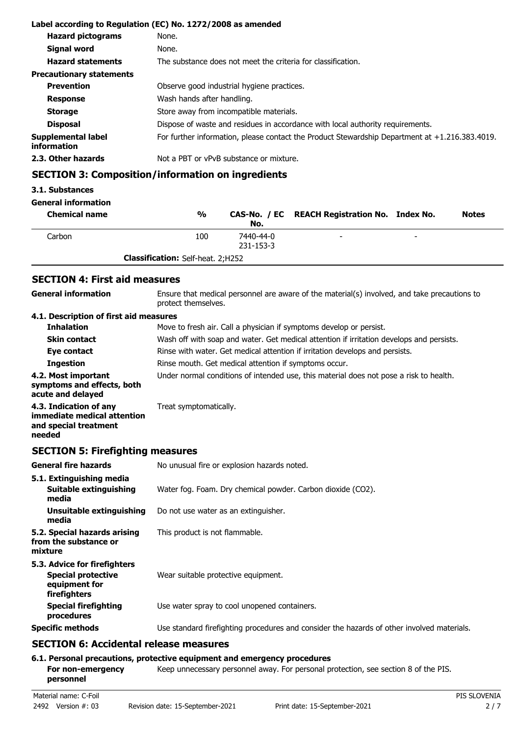**Label according to Regulation (EC) No. 1272/2008 as amended**

| | |
|---|---|
| **Hazard pictograms** | None. |
| **Signal word** | None. |
| **Hazard statements** | The substance does not meet the criteria for classification. |
| **Precautionary statements** | |
| **Prevention** | Observe good industrial hygiene practices. |
| **Response** | Wash hands after handling. |
| **Storage** | Store away from incompatible materials. |
| **Disposal** | Dispose of waste and residues in accordance with local authority requirements. |
| **Supplemental label information** | For further information, please contact the Product Stewardship Department at +1.216.383.4019. |
| **2.3. Other hazards** | Not a PBT or vPvB substance or mixture. |

## SECTION 3: Composition/information on ingredients

**3.1. Substances**

**General information**

| Chemical name | % | CAS-No. / EC No. | REACH Registration No. | Index No. | Notes |
|---|---|---|---|---|---|
| Carbon | 100 | 7440-44-0<br>231-153-3 | - | - | |
| **Classification:** Self-heat. 2;H252 | | | | | |

## SECTION 4: First aid measures

| | |
|---|---|
| **General information** | Ensure that medical personnel are aware of the material(s) involved, and take precautions to protect themselves. |
| **4.1. Description of first aid measures** | |
| **Inhalation** | Move to fresh air. Call a physician if symptoms develop or persist. |
| **Skin contact** | Wash off with soap and water. Get medical attention if irritation develops and persists. |
| **Eye contact** | Rinse with water. Get medical attention if irritation develops and persists. |
| **Ingestion** | Rinse mouth. Get medical attention if symptoms occur. |
| **4.2. Most important symptoms and effects, both acute and delayed** | Under normal conditions of intended use, this material does not pose a risk to health. |
| **4.3. Indication of any immediate medical attention and special treatment needed** | Treat symptomatically. |

## SECTION 5: Firefighting measures

| | |
|---|---|
| **General fire hazards** | No unusual fire or explosion hazards noted. |
| **5.1. Extinguishing media** | |
| **Suitable extinguishing media** | Water fog. Foam. Dry chemical powder. Carbon dioxide ($CO_2$). |
| **Unsuitable extinguishing media** | Do not use water as an extinguisher. |
| **5.2. Special hazards arising from the substance or mixture** | This product is not flammable. |
| **5.3. Advice for firefighters** | |
| **Special protective equipment for firefighters** | Wear suitable protective equipment. |
| **Special firefighting procedures** | Use water spray to cool unopened containers. |
| **Specific methods** | Use standard firefighting procedures and consider the hazards of other involved materials. |

## SECTION 6: Accidental release measures

**6.1. Personal precautions, protective equipment and emergency procedures**

| | |
|---|---|
| **For non-emergency personnel** | Keep unnecessary personnel away. For personal protection, see section 8 of the PIS. |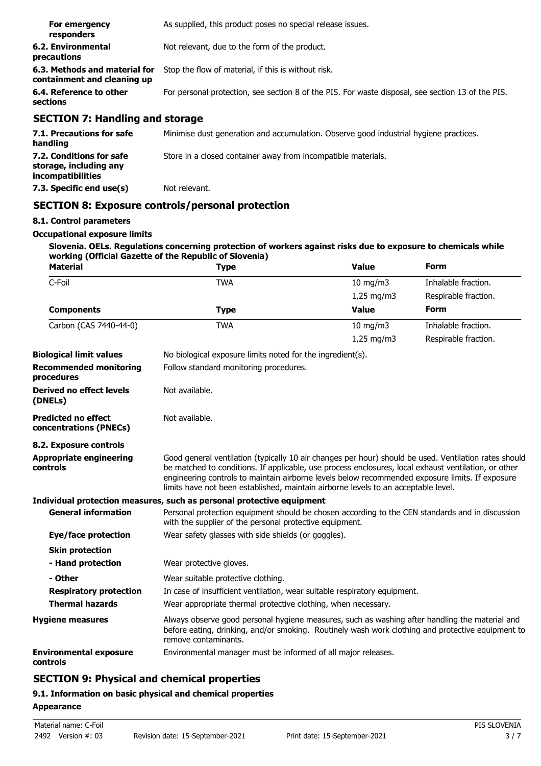| | |
|---|---|
| **For emergency responders** | As supplied, this product poses no special release issues. |
| **6.2. Environmental precautions** | Not relevant, due to the form of the product. |
| **6.3. Methods and material for containment and cleaning up** | Stop the flow of material, if this is without risk. |
| **6.4. Reference to other sections** | For personal protection, see section 8 of the PIS. For waste disposal, see section 13 of the PIS. |

## SECTION 7: Handling and storage

| | |
|---|---|
| **7.1. Precautions for safe handling** | Minimise dust generation and accumulation. Observe good industrial hygiene practices. |
| **7.2. Conditions for safe storage, including any incompatibilities** | Store in a closed container away from incompatible materials. |
| **7.3. Specific end use(s)** | Not relevant. |

## SECTION 8: Exposure controls/personal protection

### 8.1. Control parameters

**Occupational exposure limits**

**Slovenia. OELs. Regulations concerning protection of workers against risks due to exposure to chemicals while working (Official Gazette of the Republic of Slovenia)**

| Material | Type | Value | Form |
|---|---|---|---|
| C-Foil | TWA | 10 mg/m3 | Inhalable fraction. |
| | | 1,25 mg/m3 | Respirable fraction. |
| **Components** | **Type** | **Value** | **Form** |
| Carbon (CAS 7440-44-0) | TWA | 10 mg/m3 | Inhalable fraction. |
| | | 1,25 mg/m3 | Respirable fraction. |

| | |
|---|---|
| **Biological limit values** | No biological exposure limits noted for the ingredient(s). |
| **Recommended monitoring procedures** | Follow standard monitoring procedures. |
| **Derived no effect levels (DNELs)** | Not available. |
| **Predicted no effect concentrations (PNECs)** | Not available. |

### 8.2. Exposure controls

| | |
|---|---|
| **Appropriate engineering controls** | Good general ventilation (typically 10 air changes per hour) should be used. Ventilation rates should be matched to conditions. If applicable, use process enclosures, local exhaust ventilation, or other engineering controls to maintain airborne levels below recommended exposure limits. If exposure limits have not been established, maintain airborne levels to an acceptable level. |

**Individual protection measures, such as personal protective equipment**

| | |
|---|---|
| **General information** | Personal protection equipment should be chosen according to the CEN standards and in discussion with the supplier of the personal protective equipment. |
| **Eye/face protection** | Wear safety glasses with side shields (or goggles). |
| **Skin protection** | |
| **- Hand protection** | Wear protective gloves. |
| **- Other** | Wear suitable protective clothing. |
| **Respiratory protection** | In case of insufficient ventilation, wear suitable respiratory equipment. |
| **Thermal hazards** | Wear appropriate thermal protective clothing, when necessary. |
| **Hygiene measures** | Always observe good personal hygiene measures, such as washing after handling the material and before eating, drinking, and/or smoking. Routinely wash work clothing and protective equipment to remove contaminants. |
| **Environmental exposure controls** | Environmental manager must be informed of all major releases. |

## SECTION 9: Physical and chemical properties

### 9.1. Information on basic physical and chemical properties

**Appearance**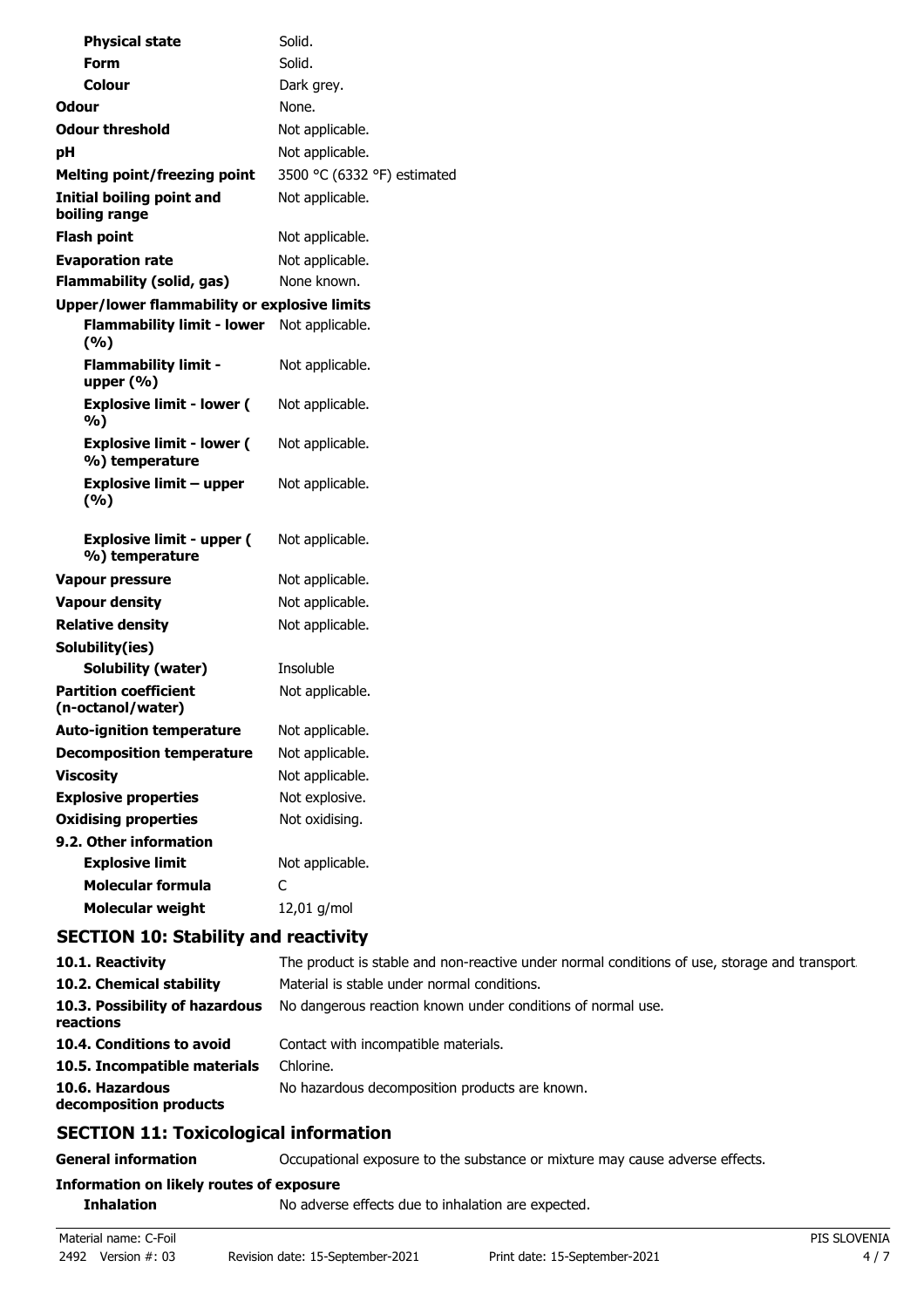| Property | Value |
|---|---|
| **Physical state** | Solid. |
| **Form** | Solid. |
| **Colour** | Dark grey. |
| **Odour** | None. |
| **Odour threshold** | Not applicable. |
| **pH** | Not applicable. |
| **Melting point/freezing point** | 3500 °C (6332 °F) estimated |
| **Initial boiling point and boiling range** | Not applicable. |
| **Flash point** | Not applicable. |
| **Evaporation rate** | Not applicable. |
| **Flammability (solid, gas)** | None known. |
| **Upper/lower flammability or explosive limits** | |
| **Flammability limit - lower (%)** | Not applicable. |
| **Flammability limit - upper (%)** | Not applicable. |
| **Explosive limit - lower (%)** | Not applicable. |
| **Explosive limit - lower (%) temperature** | Not applicable. |
| **Explosive limit – upper (%)** | Not applicable. |
| **Explosive limit - upper (%) temperature** | Not applicable. |
| **Vapour pressure** | Not applicable. |
| **Vapour density** | Not applicable. |
| **Relative density** | Not applicable. |
| **Solubility(ies)** | |
| **Solubility (water)** | Insoluble |
| **Partition coefficient (n-octanol/water)** | Not applicable. |
| **Auto-ignition temperature** | Not applicable. |
| **Decomposition temperature** | Not applicable. |
| **Viscosity** | Not applicable. |
| **Explosive properties** | Not explosive. |
| **Oxidising properties** | Not oxidising. |
| **9.2. Other information** | |
| **Explosive limit** | Not applicable. |
| **Molecular formula** | C |
| **Molecular weight** | 12,01 g/mol |

## SECTION 10: Stability and reactivity

| | |
|---|---|
| **10.1. Reactivity** | The product is stable and non-reactive under normal conditions of use, storage and transport. |
| **10.2. Chemical stability** | Material is stable under normal conditions. |
| **10.3. Possibility of hazardous reactions** | No dangerous reaction known under conditions of normal use. |
| **10.4. Conditions to avoid** | Contact with incompatible materials. |
| **10.5. Incompatible materials** | Chlorine. |
| **10.6. Hazardous decomposition products** | No hazardous decomposition products are known. |

## SECTION 11: Toxicological information

| | |
|---|---|
| **General information** | Occupational exposure to the substance or mixture may cause adverse effects. |
| **Information on likely routes of exposure** | |
| **Inhalation** | No adverse effects due to inhalation are expected. |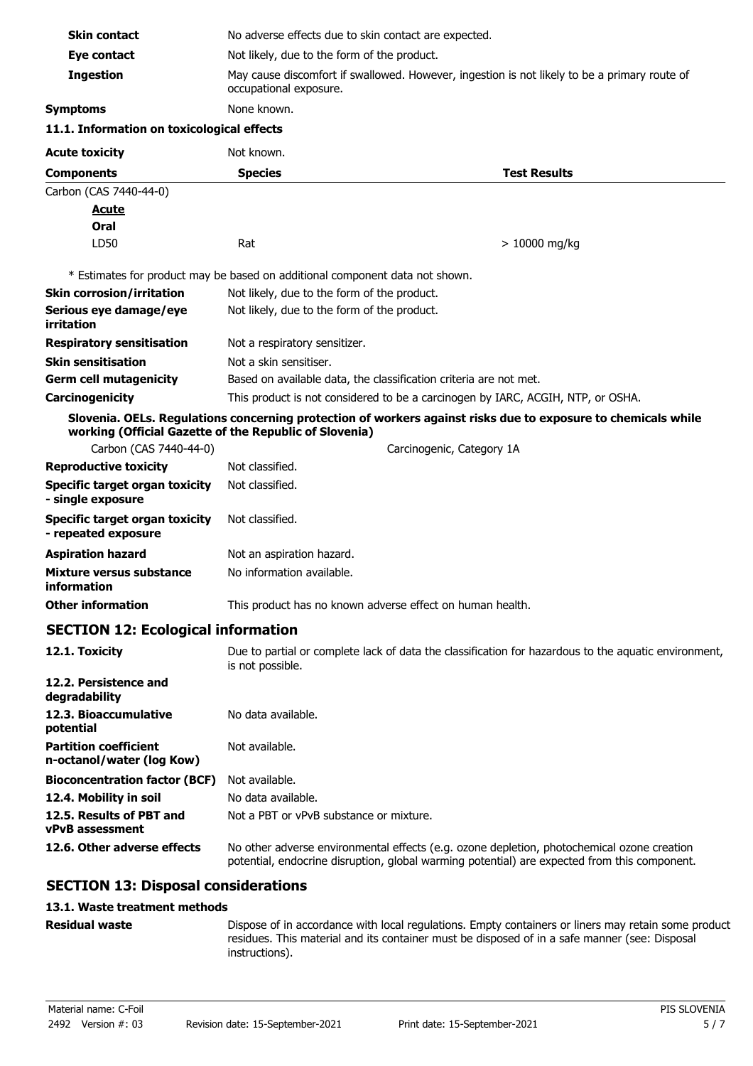| | |
|---|---|
| **Skin contact** | No adverse effects due to skin contact are expected. |
| **Eye contact** | Not likely, due to the form of the product. |
| **Ingestion** | May cause discomfort if swallowed. However, ingestion is not likely to be a primary route of occupational exposure. |
| **Symptoms** | None known. |

### 11.1. Information on toxicological effects

**Acute toxicity** Not known.

| Components | Species | Test Results |
|---|---|---|
| Carbon (CAS 7440-44-0) | | |
| ***Acute*** | | |
| ***Oral*** | | |
| LD50 | Rat | > 10000 mg/kg |

\* Estimates for product may be based on additional component data not shown.

| | |
|---|---|
| **Skin corrosion/irritation** | Not likely, due to the form of the product. |
| **Serious eye damage/eye irritation** | Not likely, due to the form of the product. |
| **Respiratory sensitisation** | Not a respiratory sensitizer. |
| **Skin sensitisation** | Not a skin sensitiser. |
| **Germ cell mutagenicity** | Based on available data, the classification criteria are not met. |
| **Carcinogenicity** | This product is not considered to be a carcinogen by IARC, ACGIH, NTP, or OSHA. |

**Slovenia. OELs. Regulations concerning protection of workers against risks due to exposure to chemicals while working (Official Gazette of the Republic of Slovenia)**

| | |
|---|---|
| Carbon (CAS 7440-44-0) | Carcinogenic, Category 1A |

| | |
|---|---|
| **Reproductive toxicity** | Not classified. |
| **Specific target organ toxicity - single exposure** | Not classified. |
| **Specific target organ toxicity - repeated exposure** | Not classified. |
| **Aspiration hazard** | Not an aspiration hazard. |
| **Mixture versus substance information** | No information available. |
| **Other information** | This product has no known adverse effect on human health. |

## SECTION 12: Ecological information

| | |
|---|---|
| **12.1. Toxicity** | Due to partial or complete lack of data the classification for hazardous to the aquatic environment, is not possible. |
| **12.2. Persistence and degradability** | |
| **12.3. Bioaccumulative potential** | No data available. |
| **Partition coefficient n-octanol/water (log Kow)** | Not available. |
| **Bioconcentration factor (BCF)** | Not available. |
| **12.4. Mobility in soil** | No data available. |
| **12.5. Results of PBT and vPvB assessment** | Not a PBT or vPvB substance or mixture. |
| **12.6. Other adverse effects** | No other adverse environmental effects (e.g. ozone depletion, photochemical ozone creation potential, endocrine disruption, global warming potential) are expected from this component. |

## SECTION 13: Disposal considerations

### 13.1. Waste treatment methods

**Residual waste** Dispose of in accordance with local regulations. Empty containers or liners may retain some product residues. This material and its container must be disposed of in a safe manner (see: Disposal instructions).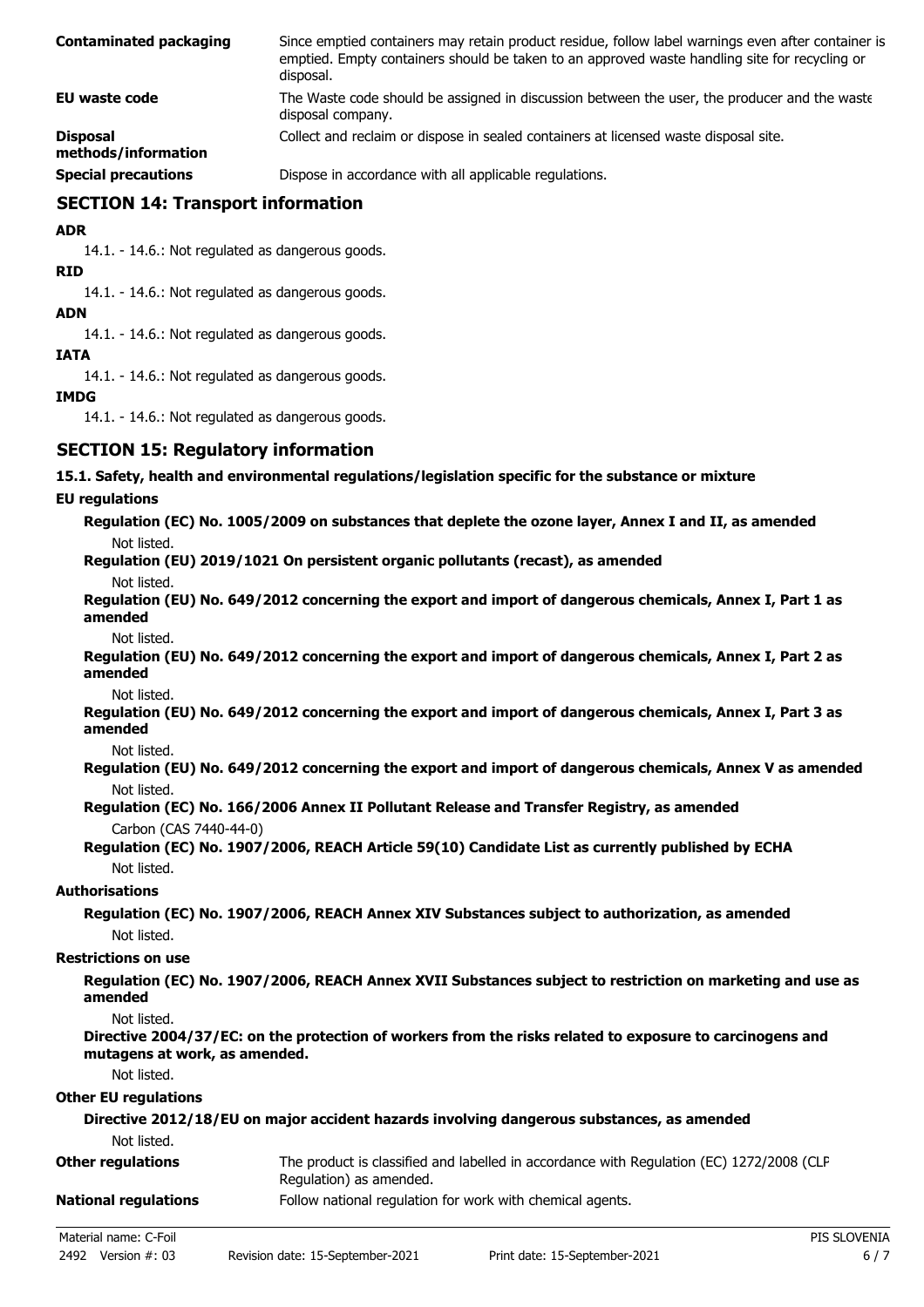| | |
|---|---|
| **Contaminated packaging** | Since emptied containers may retain product residue, follow label warnings even after container is emptied. Empty containers should be taken to an approved waste handling site for recycling or disposal. |
| **EU waste code** | The Waste code should be assigned in discussion between the user, the producer and the waste disposal company. |
| **Disposal methods/information** | Collect and reclaim or dispose in sealed containers at licensed waste disposal site. |
| **Special precautions** | Dispose in accordance with all applicable regulations. |

## SECTION 14: Transport information

**ADR**

14.1. - 14.6.: Not regulated as dangerous goods.

**RID**

14.1. - 14.6.: Not regulated as dangerous goods.

**ADN**

14.1. - 14.6.: Not regulated as dangerous goods.

**IATA**

14.1. - 14.6.: Not regulated as dangerous goods.

**IMDG**

14.1. - 14.6.: Not regulated as dangerous goods.

## SECTION 15: Regulatory information

**15.1. Safety, health and environmental regulations/legislation specific for the substance or mixture**

**EU regulations**

**Regulation (EC) No. 1005/2009 on substances that deplete the ozone layer, Annex I and II, as amended**

Not listed.

**Regulation (EU) 2019/1021 On persistent organic pollutants (recast), as amended**

Not listed.

**Regulation (EU) No. 649/2012 concerning the export and import of dangerous chemicals, Annex I, Part 1 as amended**

Not listed.

**Regulation (EU) No. 649/2012 concerning the export and import of dangerous chemicals, Annex I, Part 2 as amended**

Not listed.

**Regulation (EU) No. 649/2012 concerning the export and import of dangerous chemicals, Annex I, Part 3 as amended**

Not listed.

**Regulation (EU) No. 649/2012 concerning the export and import of dangerous chemicals, Annex V as amended**

Not listed.

**Regulation (EC) No. 166/2006 Annex II Pollutant Release and Transfer Registry, as amended**

Carbon (CAS 7440-44-0)

**Regulation (EC) No. 1907/2006, REACH Article 59(10) Candidate List as currently published by ECHA**

Not listed.

**Authorisations**

**Regulation (EC) No. 1907/2006, REACH Annex XIV Substances subject to authorization, as amended**

Not listed.

**Restrictions on use**

**Regulation (EC) No. 1907/2006, REACH Annex XVII Substances subject to restriction on marketing and use as amended**

Not listed.

**Directive 2004/37/EC: on the protection of workers from the risks related to exposure to carcinogens and mutagens at work, as amended.**

Not listed.

**Other EU regulations**

**Directive 2012/18/EU on major accident hazards involving dangerous substances, as amended**

Not listed.

| | |
|---|---|
| **Other regulations** | The product is classified and labelled in accordance with Regulation (EC) 1272/2008 (CLP Regulation) as amended. |
| **National regulations** | Follow national regulation for work with chemical agents. |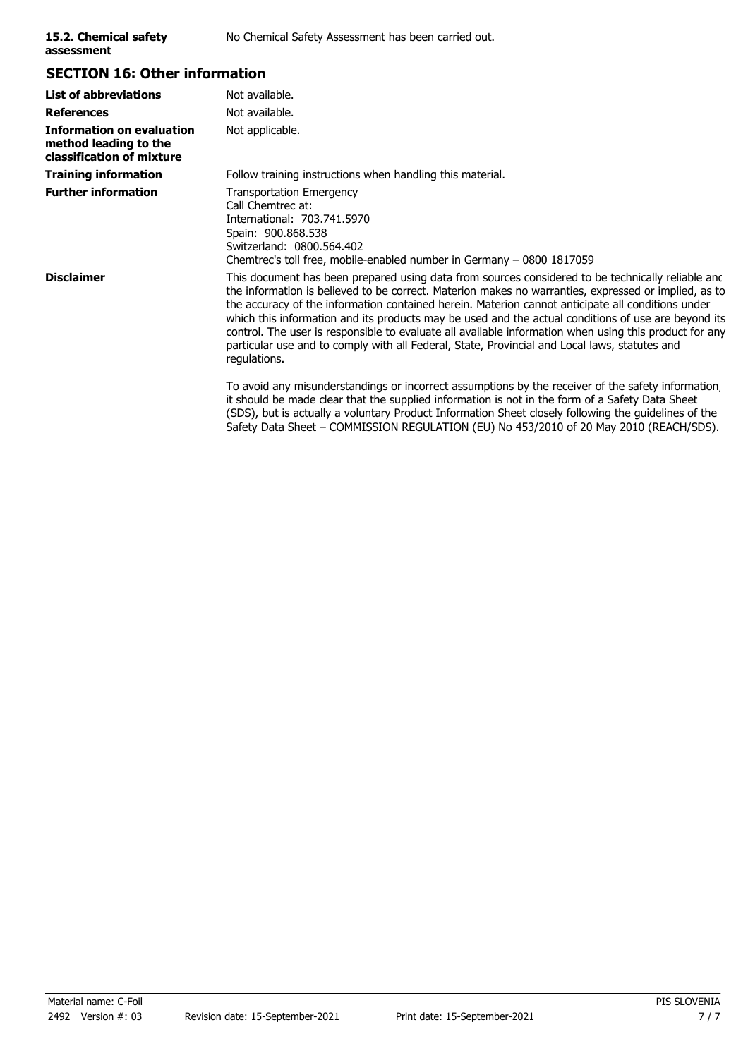| | |
|---|---|
| **15.2. Chemical safety assessment** | No Chemical Safety Assessment has been carried out. |

## SECTION 16: Other information

| | |
|---|---|
| **List of abbreviations** | Not available. |
| **References** | Not available. |
| **Information on evaluation method leading to the classification of mixture** | Not applicable. |
| **Training information** | Follow training instructions when handling this material. |
| **Further information** | Transportation Emergency<br>Call Chemtrec at:<br>International: 703.741.5970<br>Spain: 900.868.538<br>Switzerland: 0800.564.402<br>Chemtrec's toll free, mobile-enabled number in Germany – 0800 1817059 |
| **Disclaimer** | This document has been prepared using data from sources considered to be technically reliable and the information is believed to be correct. Materion makes no warranties, expressed or implied, as to the accuracy of the information contained herein. Materion cannot anticipate all conditions under which this information and its products may be used and the actual conditions of use are beyond its control. The user is responsible to evaluate all available information when using this product for any particular use and to comply with all Federal, State, Provincial and Local laws, statutes and regulations.<br><br>To avoid any misunderstandings or incorrect assumptions by the receiver of the safety information, it should be made clear that the supplied information is not in the form of a Safety Data Sheet (SDS), but is actually a voluntary Product Information Sheet closely following the guidelines of the Safety Data Sheet – COMMISSION REGULATION (EU) No 453/2010 of 20 May 2010 (REACH/SDS). |

Material name: C-Foil
2492 Version #: 03 Revision date: 15-September-2021 Print date: 15-September-2021
PIS SLOVENIA